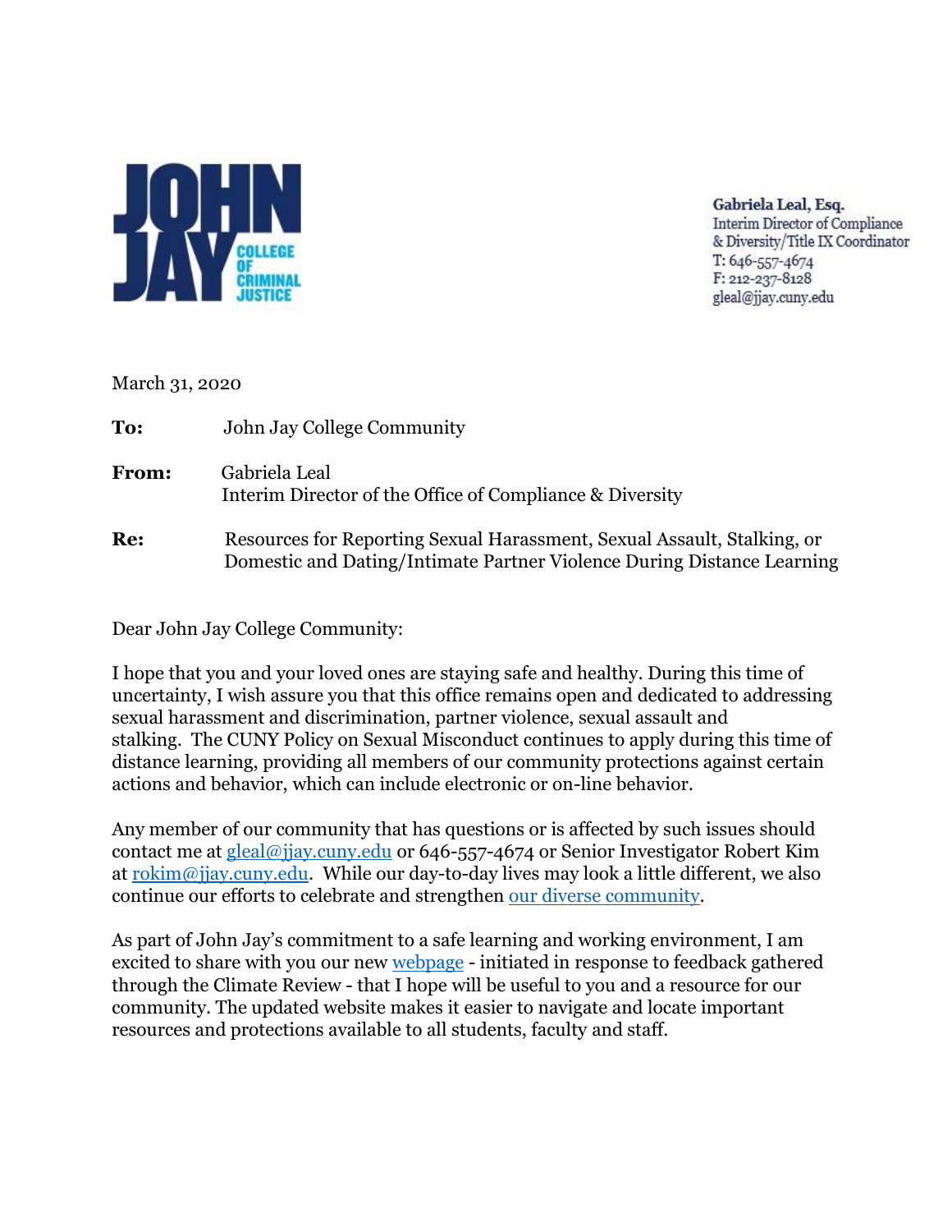JOHN JAY COLLEGE OF CRIMINAL JUSTICE

**Gabriela Leal, Esq.**
Interim Director of Compliance & Diversity/Title IX Coordinator
T: 646-557-4674
F: 212-237-8128
gleal@jjay.cuny.edu

March 31, 2020

**To:** John Jay College Community

**From:** Gabriela Leal
Interim Director of the Office of Compliance & Diversity

**Re:** Resources for Reporting Sexual Harassment, Sexual Assault, Stalking, or Domestic and Dating/Intimate Partner Violence During Distance Learning

Dear John Jay College Community:

I hope that you and your loved ones are staying safe and healthy. During this time of uncertainty, I wish assure you that this office remains open and dedicated to addressing sexual harassment and discrimination, partner violence, sexual assault and stalking. The CUNY Policy on Sexual Misconduct continues to apply during this time of distance learning, providing all members of our community protections against certain actions and behavior, which can include electronic or on-line behavior.

Any member of our community that has questions or is affected by such issues should contact me at gleal@jjay.cuny.edu or 646-557-4674 or Senior Investigator Robert Kim at rokim@jjay.cuny.edu. While our day-to-day lives may look a little different, we also continue our efforts to celebrate and strengthen our diverse community.

As part of John Jay's commitment to a safe learning and working environment, I am excited to share with you our new webpage - initiated in response to feedback gathered through the Climate Review - that I hope will be useful to you and a resource for our community. The updated website makes it easier to navigate and locate important resources and protections available to all students, faculty and staff.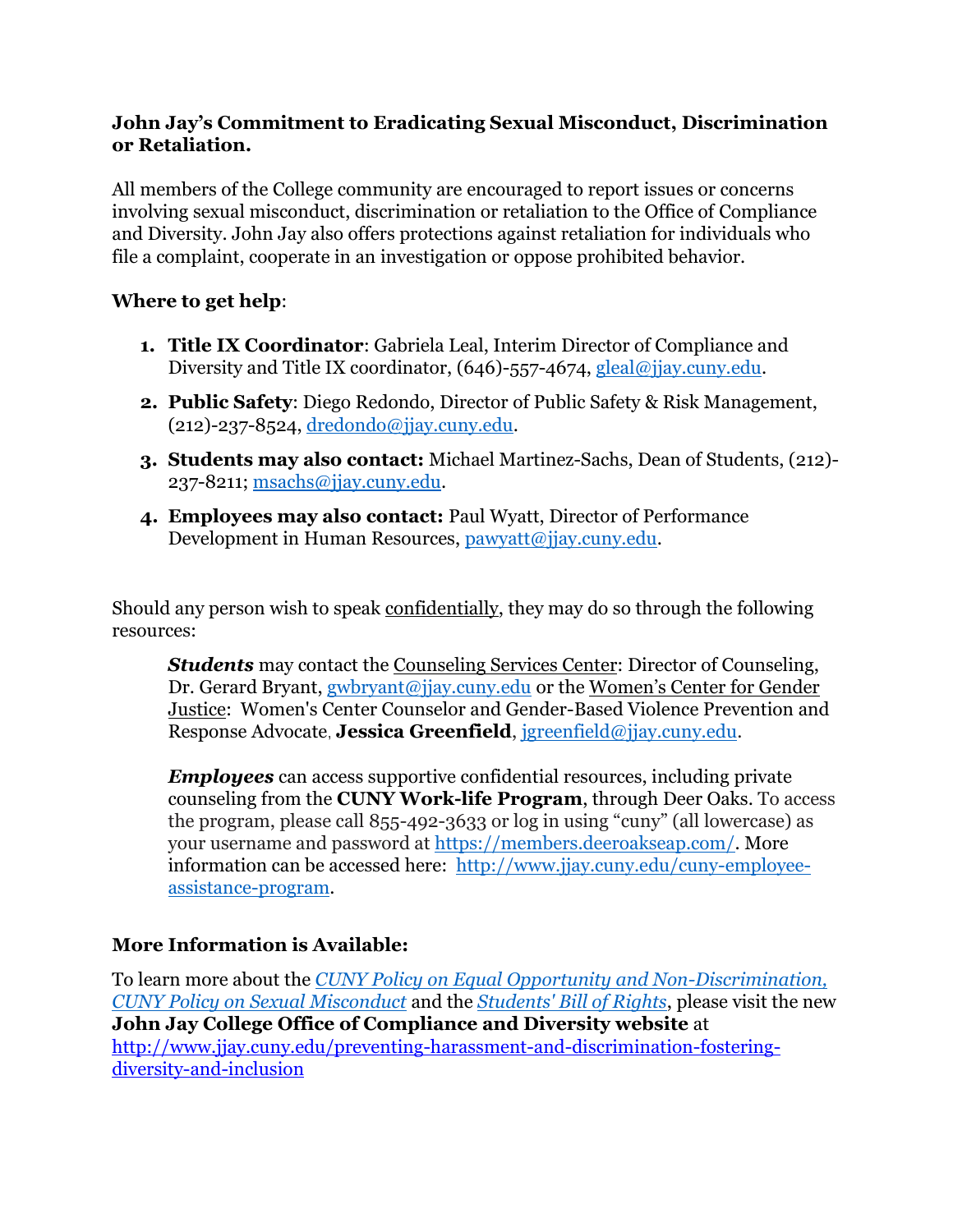**John Jay's Commitment to Eradicating Sexual Misconduct, Discrimination or Retaliation.**

All members of the College community are encouraged to report issues or concerns involving sexual misconduct, discrimination or retaliation to the Office of Compliance and Diversity. John Jay also offers protections against retaliation for individuals who file a complaint, cooperate in an investigation or oppose prohibited behavior.

**Where to get help**:

1. **Title IX Coordinator**: Gabriela Leal, Interim Director of Compliance and Diversity and Title IX coordinator, (646)-557-4674, gleal@jjay.cuny.edu.
2. **Public Safety**: Diego Redondo, Director of Public Safety & Risk Management, (212)-237-8524, dredondo@jjay.cuny.edu.
3. **Students may also contact:** Michael Martinez-Sachs, Dean of Students, (212)-237-8211; msachs@jjay.cuny.edu.
4. **Employees may also contact:** Paul Wyatt, Director of Performance Development in Human Resources, pawyatt@jjay.cuny.edu.

Should any person wish to speak confidentially, they may do so through the following resources:

> ***Students*** may contact the Counseling Services Center: Director of Counseling, Dr. Gerard Bryant, gwbryant@jjay.cuny.edu or the Women's Center for Gender Justice: Women's Center Counselor and Gender-Based Violence Prevention and Response Advocate, **Jessica Greenfield**, jgreenfield@jjay.cuny.edu.
>
> ***Employees*** can access supportive confidential resources, including private counseling from the **CUNY Work-life Program**, through Deer Oaks. To access the program, please call 855-492-3633 or log in using "cuny" (all lowercase) as your username and password at https://members.deeroakseap.com/. More information can be accessed here: http://www.jjay.cuny.edu/cuny-employee-assistance-program.

**More Information is Available:**

To learn more about the *CUNY Policy on Equal Opportunity and Non-Discrimination, CUNY Policy on Sexual Misconduct* and the *Students' Bill of Rights*, please visit the new **John Jay College Office of Compliance and Diversity website** at http://www.jjay.cuny.edu/preventing-harassment-and-discrimination-fostering-diversity-and-inclusion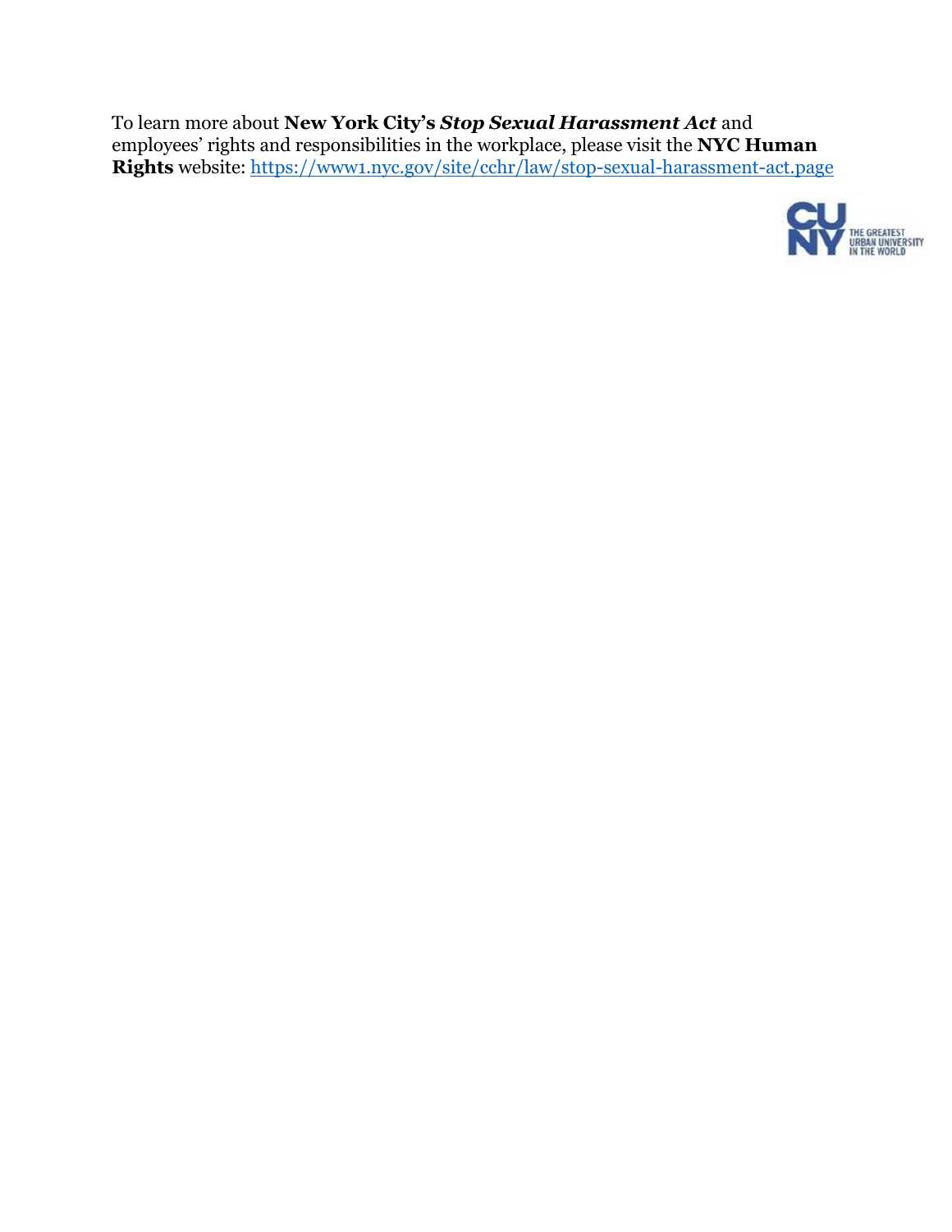To learn more about **New York City's *Stop Sexual Harassment Act*** and employees' rights and responsibilities in the workplace, please visit the **NYC Human Rights** website: [https://www1.nyc.gov/site/cchr/law/stop-sexual-harassment-act.page](https://www1.nyc.gov/site/cchr/law/stop-sexual-harassment-act.page)